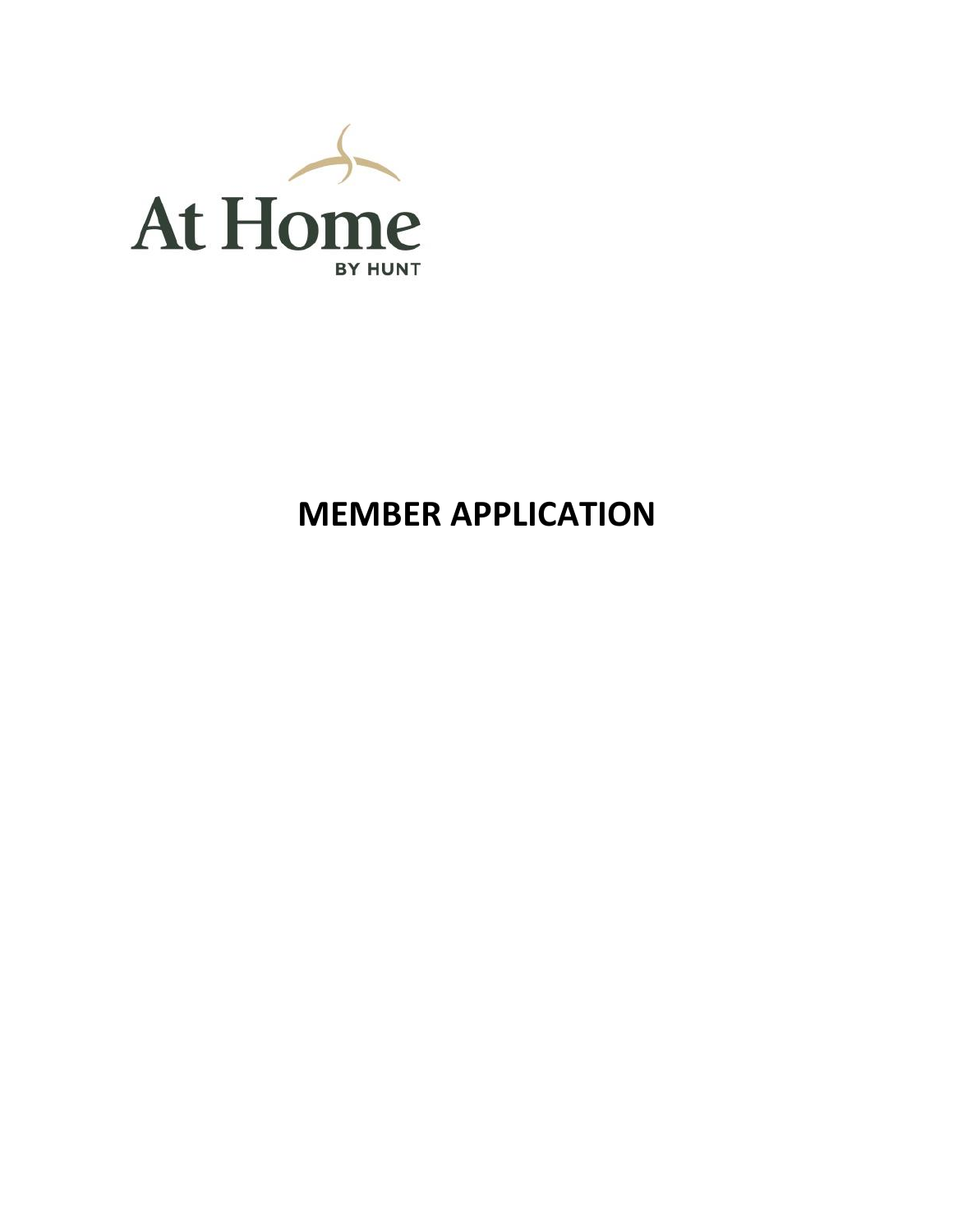At Home

BY HUNT

# MEMBER APPLICATION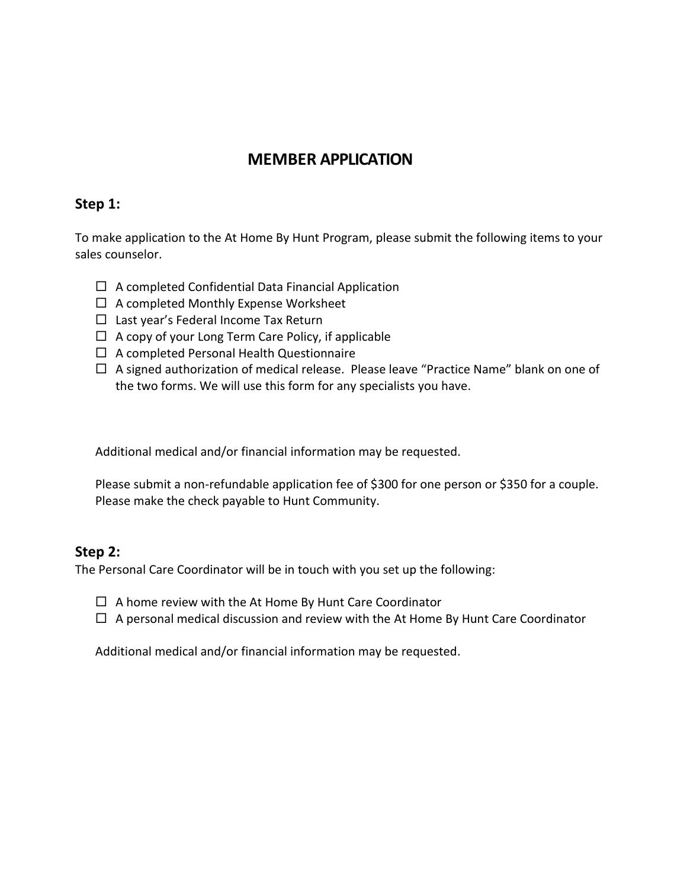# MEMBER APPLICATION

## Step 1:

To make application to the At Home By Hunt Program, please submit the following items to your sales counselor.

- ☐ A completed Confidential Data Financial Application
- ☐ A completed Monthly Expense Worksheet
- ☐ Last year's Federal Income Tax Return
- ☐ A copy of your Long Term Care Policy, if applicable
- ☐ A completed Personal Health Questionnaire
- ☐ A signed authorization of medical release. Please leave "Practice Name" blank on one of the two forms. We will use this form for any specialists you have.

Additional medical and/or financial information may be requested.

Please submit a non-refundable application fee of $300 for one person or $350 for a couple. Please make the check payable to Hunt Community.

## Step 2:

The Personal Care Coordinator will be in touch with you set up the following:

- ☐ A home review with the At Home By Hunt Care Coordinator
- ☐ A personal medical discussion and review with the At Home By Hunt Care Coordinator

Additional medical and/or financial information may be requested.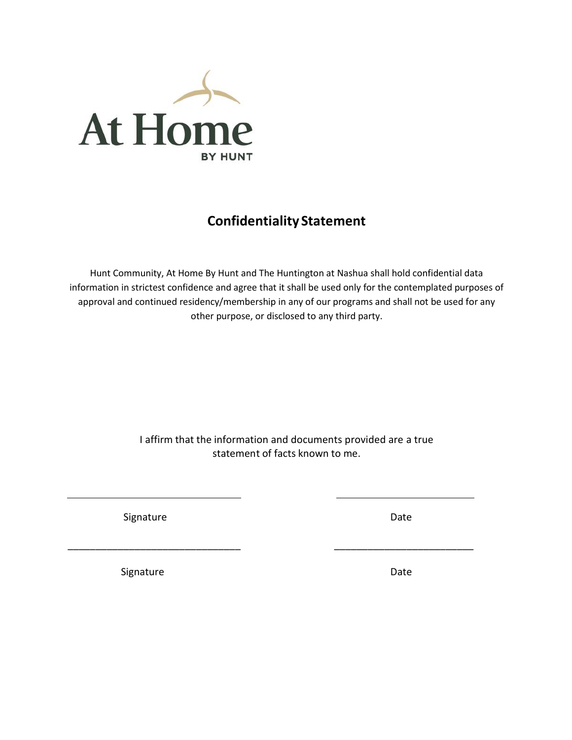At Home

BY HUNT

## Confidentiality Statement

Hunt Community, At Home By Hunt and The Huntington at Nashua shall hold confidential data information in strictest confidence and agree that it shall be used only for the contemplated purposes of approval and continued residency/membership in any of our programs and shall not be used for any other purpose, or disclosed to any third party.

I affirm that the information and documents provided are a true statement of facts known to me.

| | |
|---|---|
| \_\_\_\_\_\_\_\_\_\_\_\_\_\_\_\_\_\_\_\_\_\_\_\_\_\_\_\_\_\_ | \_\_\_\_\_\_\_\_\_\_\_\_\_\_\_\_\_\_\_\_\_\_\_\_ |
| Signature | Date |
| \_\_\_\_\_\_\_\_\_\_\_\_\_\_\_\_\_\_\_\_\_\_\_\_\_\_\_\_\_\_ | \_\_\_\_\_\_\_\_\_\_\_\_\_\_\_\_\_\_\_\_\_\_\_\_ |
| Signature | Date |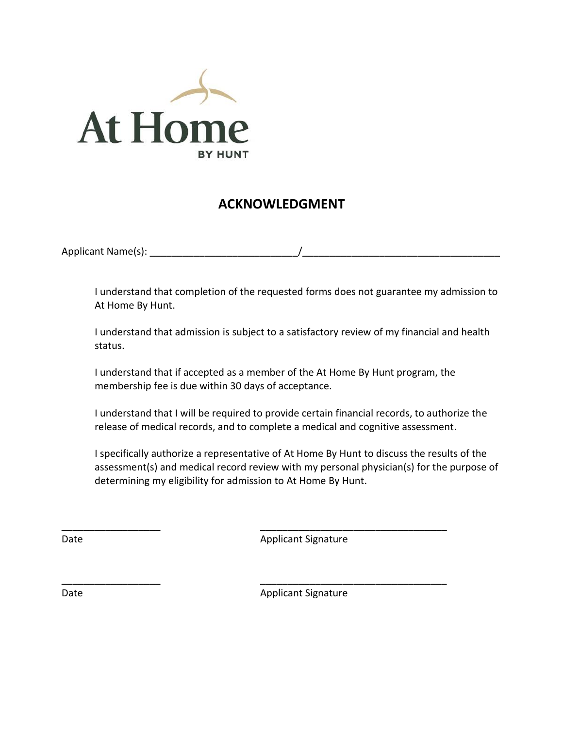At Home

BY HUNT

## ACKNOWLEDGMENT

Applicant Name(s): ___________________________/___________________________________

I understand that completion of the requested forms does not guarantee my admission to At Home By Hunt.

I understand that admission is subject to a satisfactory review of my financial and health status.

I understand that if accepted as a member of the At Home By Hunt program, the membership fee is due within 30 days of acceptance.

I understand that I will be required to provide certain financial records, to authorize the release of medical records, and to complete a medical and cognitive assessment.

I specifically authorize a representative of At Home By Hunt to discuss the results of the assessment(s) and medical record review with my personal physician(s) for the purpose of determining my eligibility for admission to At Home By Hunt.

__________________ __________________________________

Date Applicant Signature

__________________ __________________________________

Date Applicant Signature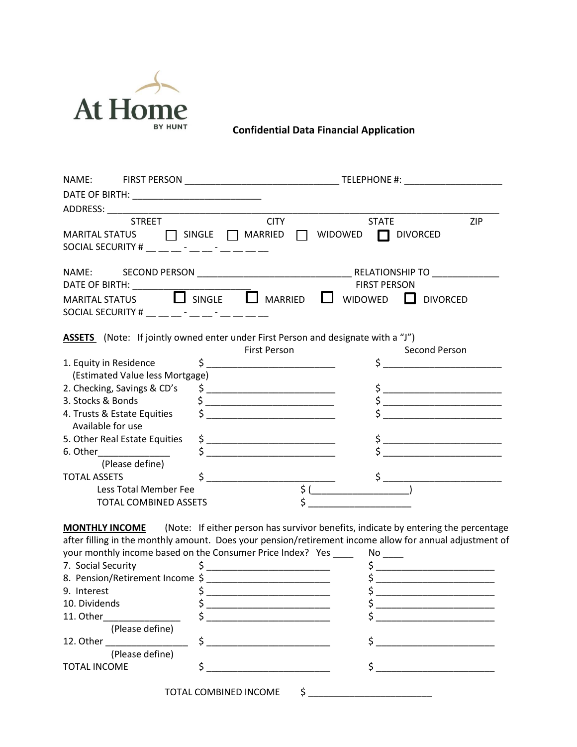At Home
BY HUNT

## Confidential Data Financial Application

NAME: FIRST PERSON ______________________________ TELEPHONE #: ___________________

DATE OF BIRTH: _________________________

ADDRESS: ____________________________________________________________________________

STREET CITY STATE ZIP

MARITAL STATUS ☐ SINGLE ☐ MARRIED ☐ WIDOWED ☐ DIVORCED

SOCIAL SECURITY # __ __ __ - __ __ - __ __ __ __

NAME: SECOND PERSON ______________________________ RELATIONSHIP TO FIRST PERSON ____________

DATE OF BIRTH: _______________________

MARITAL STATUS ☐ SINGLE ☐ MARRIED ☐ WIDOWED ☐ DIVORCED

SOCIAL SECURITY # __ __ __ - __ __ - __ __ __ __

**ASSETS** (Note: If jointly owned enter under First Person and designate with a "J")

| | First Person | Second Person |
|---|---|---|
| 1. Equity in Residence (Estimated Value less Mortgage) | $ ________________ | $ ________________ |
| 2. Checking, Savings & CD's | $ ________________ | $ ________________ |
| 3. Stocks & Bonds | $ ________________ | $ ________________ |
| 4. Trusts & Estate Equities Available for use | $ ________________ | $ ________________ |
| 5. Other Real Estate Equities | $ ________________ | $ ________________ |
| 6. Other______________ (Please define) | $ ________________ | $ ________________ |
| TOTAL ASSETS | $ ________________ | $ ________________ |

Less Total Member Fee $ (__________________)

TOTAL COMBINED ASSETS $ __________________

**MONTHLY INCOME** (Note: If either person has survivor benefits, indicate by entering the percentage after filling in the monthly amount. Does your pension/retirement income allow for annual adjustment of your monthly income based on the Consumer Price Index? Yes ____ No ____

| | First Person | Second Person |
|---|---|---|
| 7. Social Security | $ ________________ | $ ________________ |
| 8. Pension/Retirement Income | $ ________________ | $ ________________ |
| 9. Interest | $ ________________ | $ ________________ |
| 10. Dividends | $ ________________ | $ ________________ |
| 11. Other______________ (Please define) | $ ________________ | $ ________________ |
| 12. Other ______________ (Please define) | $ ________________ | $ ________________ |
| TOTAL INCOME | $ ________________ | $ ________________ |

TOTAL COMBINED INCOME $ ______________________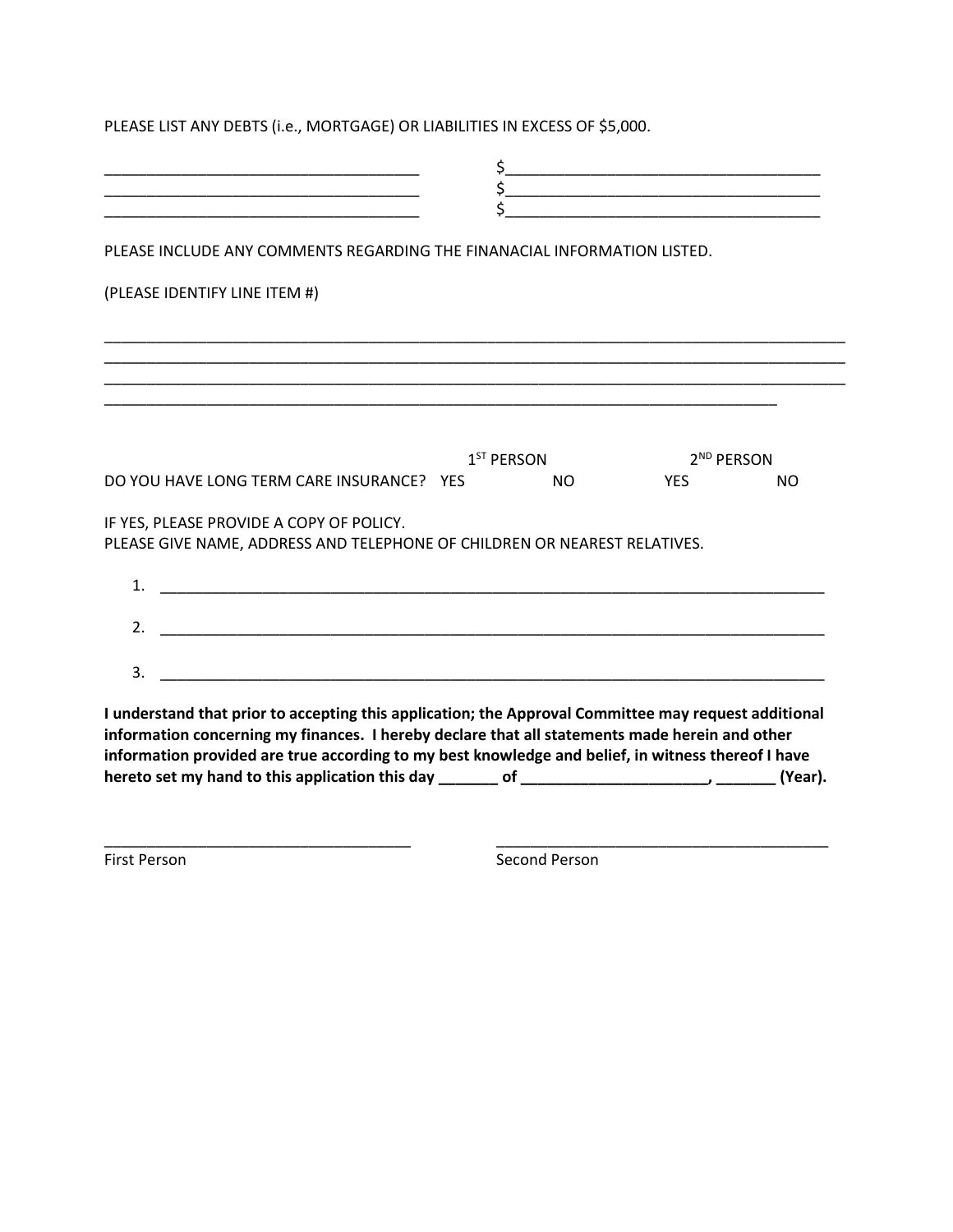PLEASE LIST ANY DEBTS (i.e., MORTGAGE) OR LIABILITIES IN EXCESS OF $5,000.

_____________________________________ $_____________________________________
_____________________________________ $_____________________________________
_____________________________________ $_____________________________________

PLEASE INCLUDE ANY COMMENTS REGARDING THE FINANACIAL INFORMATION LISTED.

(PLEASE IDENTIFY LINE ITEM #)

______________________________________________________________________________________________
______________________________________________________________________________________________
______________________________________________________________________________________________
____________________________________________________________________________________

| | 1ST PERSON | | 2ND PERSON | |
|---|---|---|---|---|
| DO YOU HAVE LONG TERM CARE INSURANCE? | YES | NO | YES | NO |

IF YES, PLEASE PROVIDE A COPY OF POLICY.
PLEASE GIVE NAME, ADDRESS AND TELEPHONE OF CHILDREN OR NEAREST RELATIVES.

1. ___________________________________________________________________________________

2. ___________________________________________________________________________________

3. ___________________________________________________________________________________

**I understand that prior to accepting this application; the Approval Committee may request additional information concerning my finances. I hereby declare that all statements made herein and other information provided are true according to my best knowledge and belief, in witness thereof I have hereto set my hand to this application this day _______ of ______________________, _______ (Year).**

_____________________________________ _________________________________________
First Person Second Person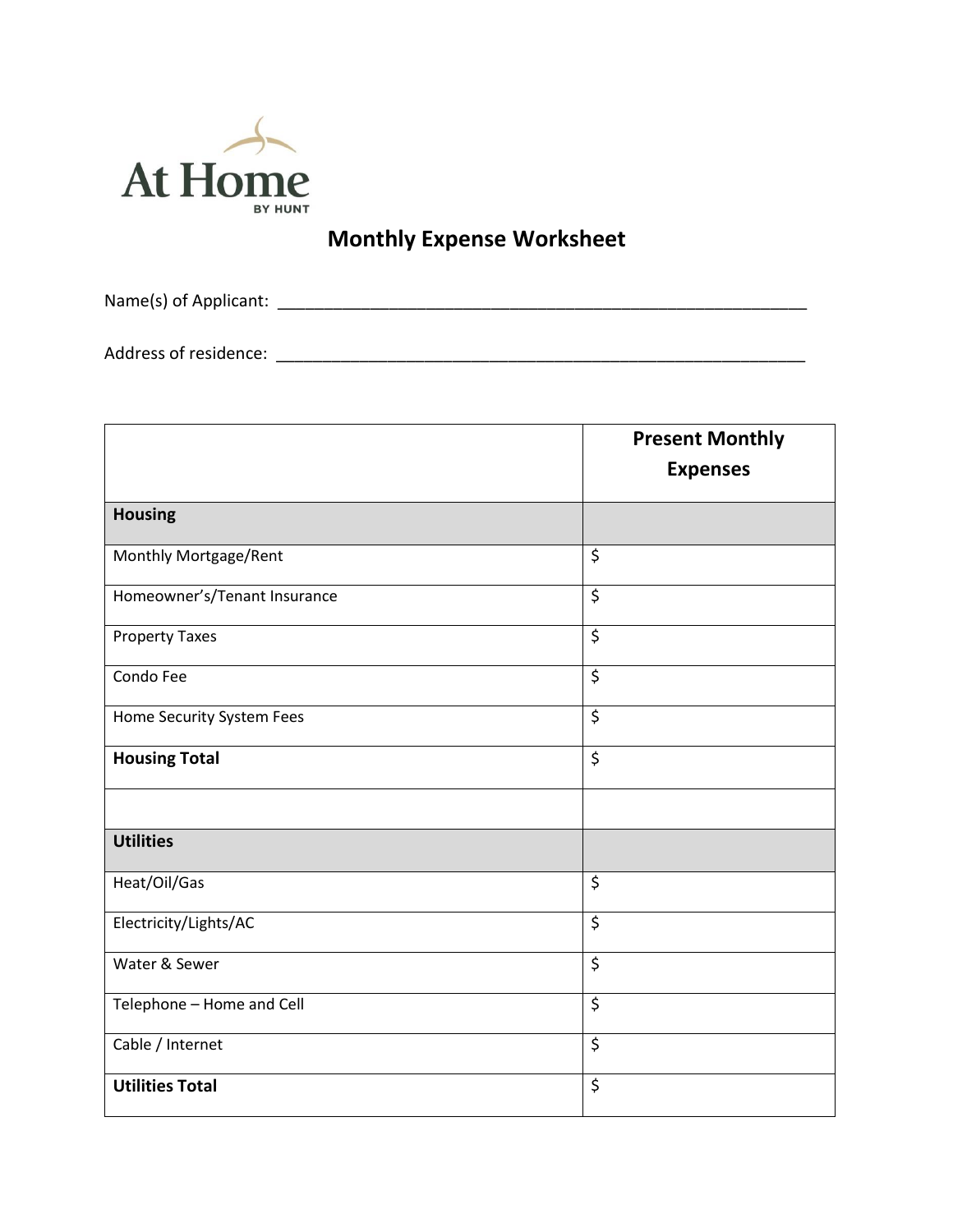At Home
BY HUNT

# Monthly Expense Worksheet

Name(s) of Applicant: ___________________________________________________________

Address of residence: ___________________________________________________________

| | Present Monthly Expenses |
|---|---|
| **Housing** | |
| Monthly Mortgage/Rent | $ |
| Homeowner's/Tenant Insurance | $ |
| Property Taxes | $ |
| Condo Fee | $ |
| Home Security System Fees | $ |
| **Housing Total** | $ |
| | |
| **Utilities** | |
| Heat/Oil/Gas | $ |
| Electricity/Lights/AC | $ |
| Water & Sewer | $ |
| Telephone – Home and Cell | $ |
| Cable / Internet | $ |
| **Utilities Total** | $ |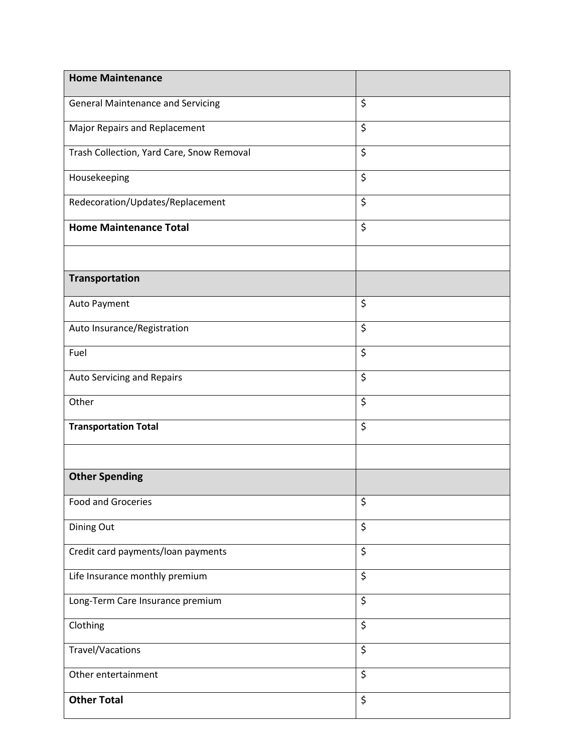| **Home Maintenance** | |
|---|---|
| General Maintenance and Servicing | $ |
| Major Repairs and Replacement | $ |
| Trash Collection, Yard Care, Snow Removal | $ |
| Housekeeping | $ |
| Redecoration/Updates/Replacement | $ |
| **Home Maintenance Total** | $ |
| | |
| **Transportation** | |
| Auto Payment | $ |
| Auto Insurance/Registration | $ |
| Fuel | $ |
| Auto Servicing and Repairs | $ |
| Other | $ |
| **Transportation Total** | $ |
| | |
| **Other Spending** | |
| Food and Groceries | $ |
| Dining Out | $ |
| Credit card payments/loan payments | $ |
| Life Insurance monthly premium | $ |
| Long-Term Care Insurance premium | $ |
| Clothing | $ |
| Travel/Vacations | $ |
| Other entertainment | $ |
| **Other Total** | $ |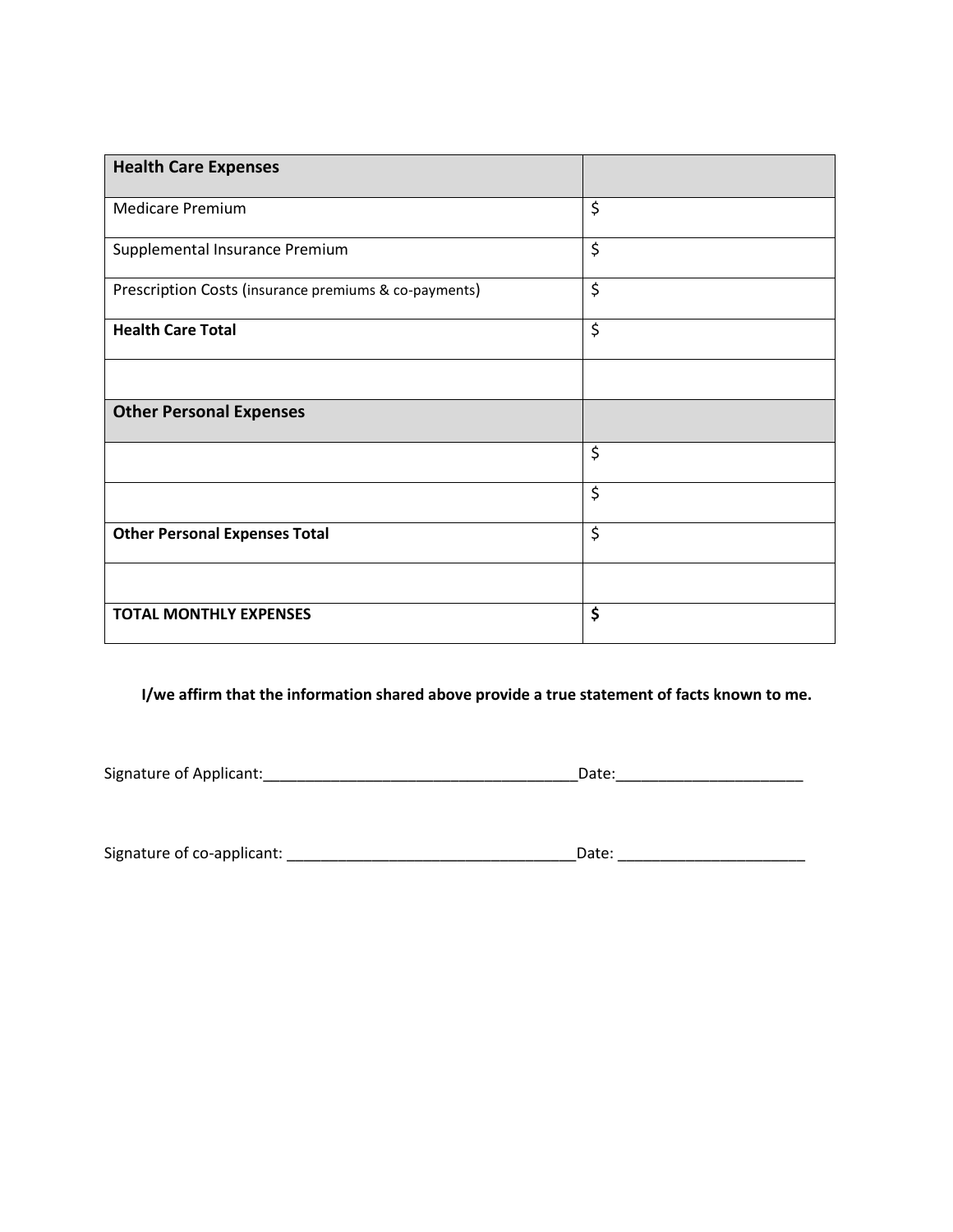| **Health Care Expenses** | |
|---|---|
| Medicare Premium | $ |
| Supplemental Insurance Premium | $ |
| Prescription Costs (insurance premiums & co-payments) | $ |
| **Health Care Total** | $ |
| | |
| **Other Personal Expenses** | |
| | $ |
| | $ |
| **Other Personal Expenses Total** | $ |
| | |
| **TOTAL MONTHLY EXPENSES** | **$** |

**I/we affirm that the information shared above provide a true statement of facts known to me.**

Signature of Applicant:______________________________________Date:______________________

Signature of co-applicant: __________________________________Date: ______________________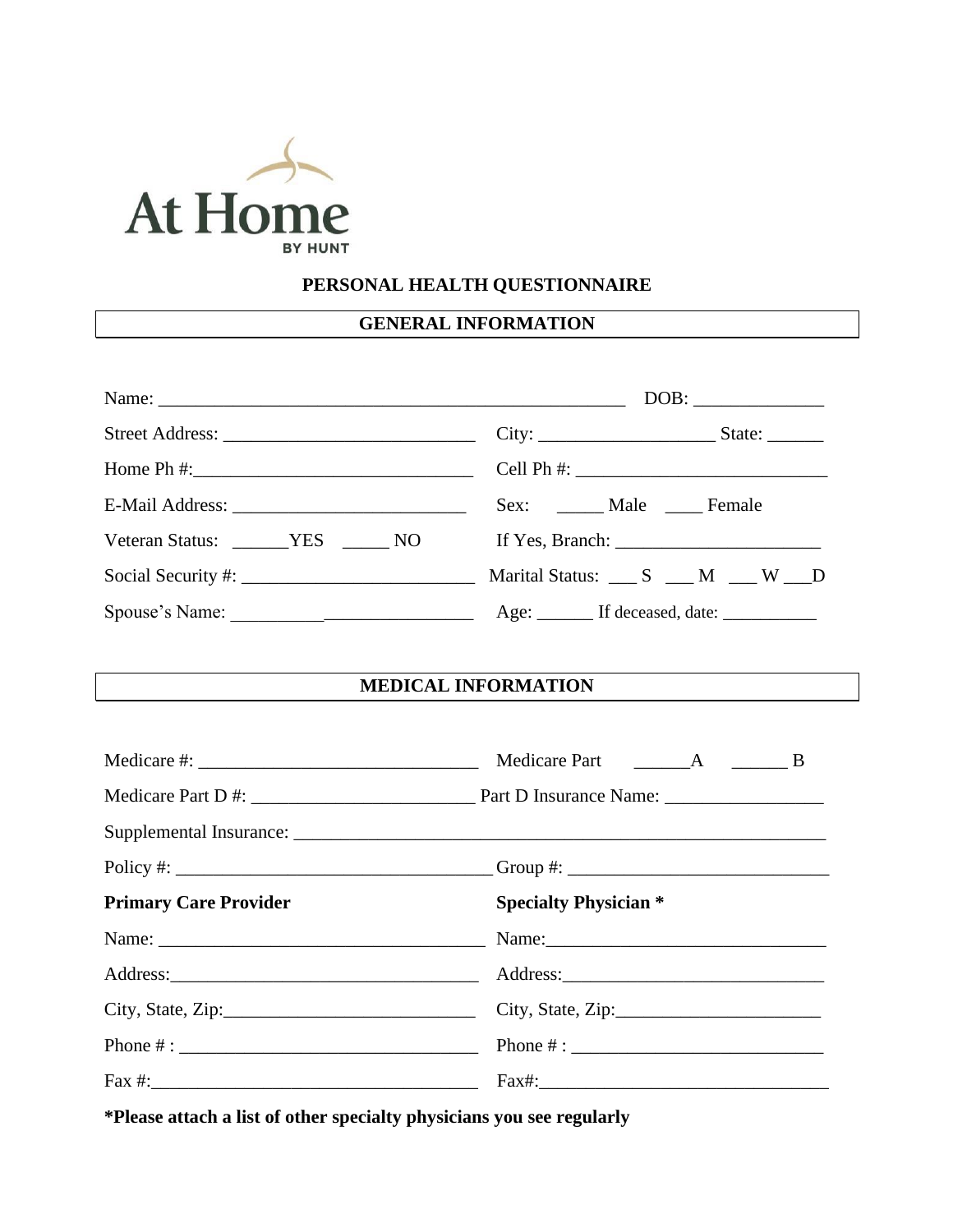At Home
BY HUNT

# PERSONAL HEALTH QUESTIONNAIRE

## GENERAL INFORMATION

Name: ____________________________________________________ DOB: ______________

Street Address: ___________________________ City: ___________________ State: ______

Home Ph #:______________________________ Cell Ph #: ___________________________

E-Mail Address: _________________________ Sex: _____ Male ____ Female

Veteran Status: ______YES _____ NO If Yes, Branch: ______________________

Social Security #: ________________________ Marital Status: ___ S ___ M ___ W ___D

Spouse's Name: __________________________ Age: ______ If deceased, date: __________

## MEDICAL INFORMATION

Medicare #: ______________________________ Medicare Part ______A ______ B

Medicare Part D #: _______________________ Part D Insurance Name: _________________

Supplemental Insurance: ___________________________________________________________

Policy #: __________________________________Group #: ____________________________

**Primary Care Provider**

Name: ____________________________________

Address:__________________________________

City, State, Zip:___________________________

Phone # : ________________________________

Fax #:____________________________________

**Specialty Physician ***

Name:______________________________

Address:____________________________

City, State, Zip:______________________

Phone # : ___________________________

Fax#:_______________________________

**\*Please attach a list of other specialty physicians you see regularly**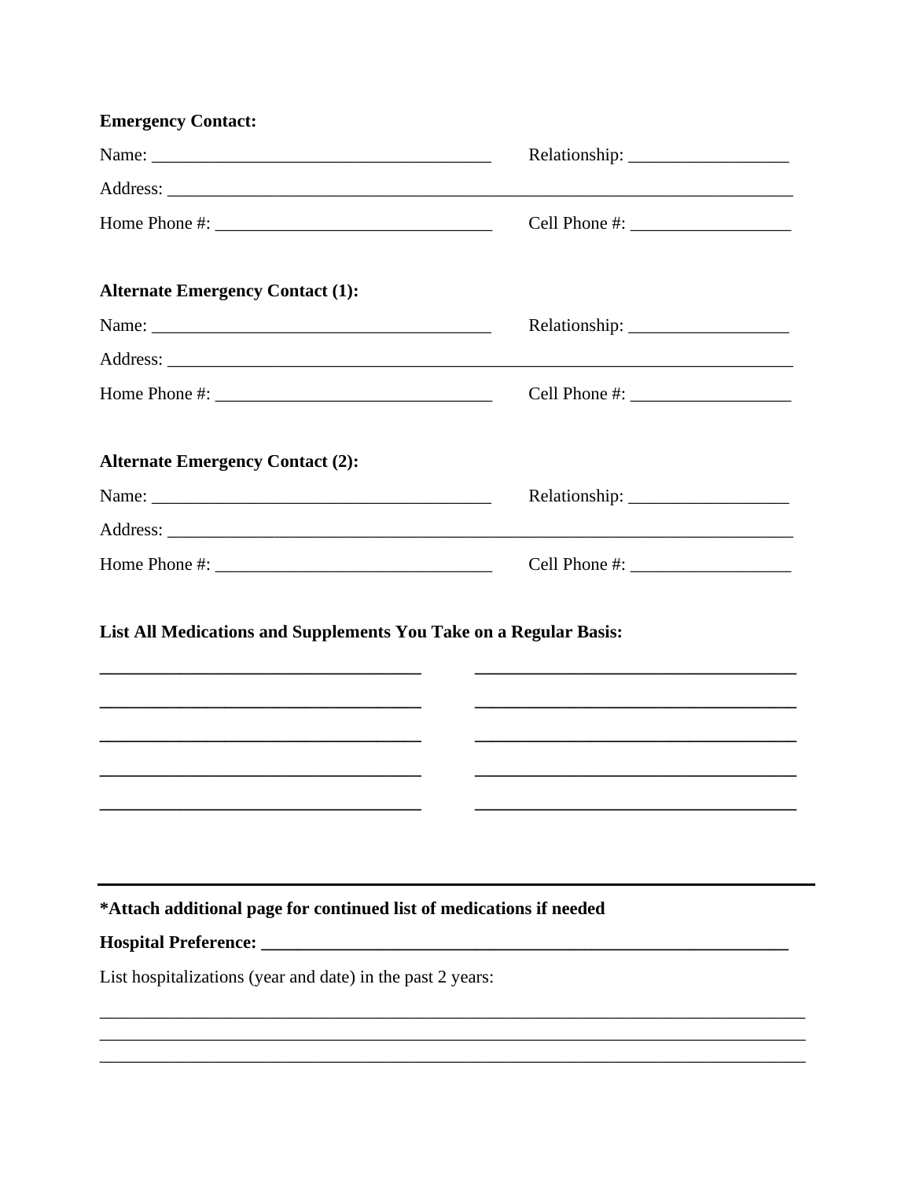**Emergency Contact:**

Name: ______________________________________ Relationship: __________________

Address: ____________________________________________________________________________

Home Phone #: _______________________________ Cell Phone #: __________________

**Alternate Emergency Contact (1):**

Name: ______________________________________ Relationship: __________________

Address: ____________________________________________________________________________

Home Phone #: _______________________________ Cell Phone #: __________________

**Alternate Emergency Contact (2):**

Name: ______________________________________ Relationship: __________________

Address: ____________________________________________________________________________

Home Phone #: _______________________________ Cell Phone #: __________________

**List All Medications and Supplements You Take on a Regular Basis:**

____________________________________ ____________________________________

____________________________________ ____________________________________

____________________________________ ____________________________________

____________________________________ ____________________________________

____________________________________ ____________________________________

---

**\*Attach additional page for continued list of medications if needed**

**Hospital Preference: ______________________________________________________________**

List hospitalizations (year and date) in the past 2 years:

________________________________________________________________________________

________________________________________________________________________________

________________________________________________________________________________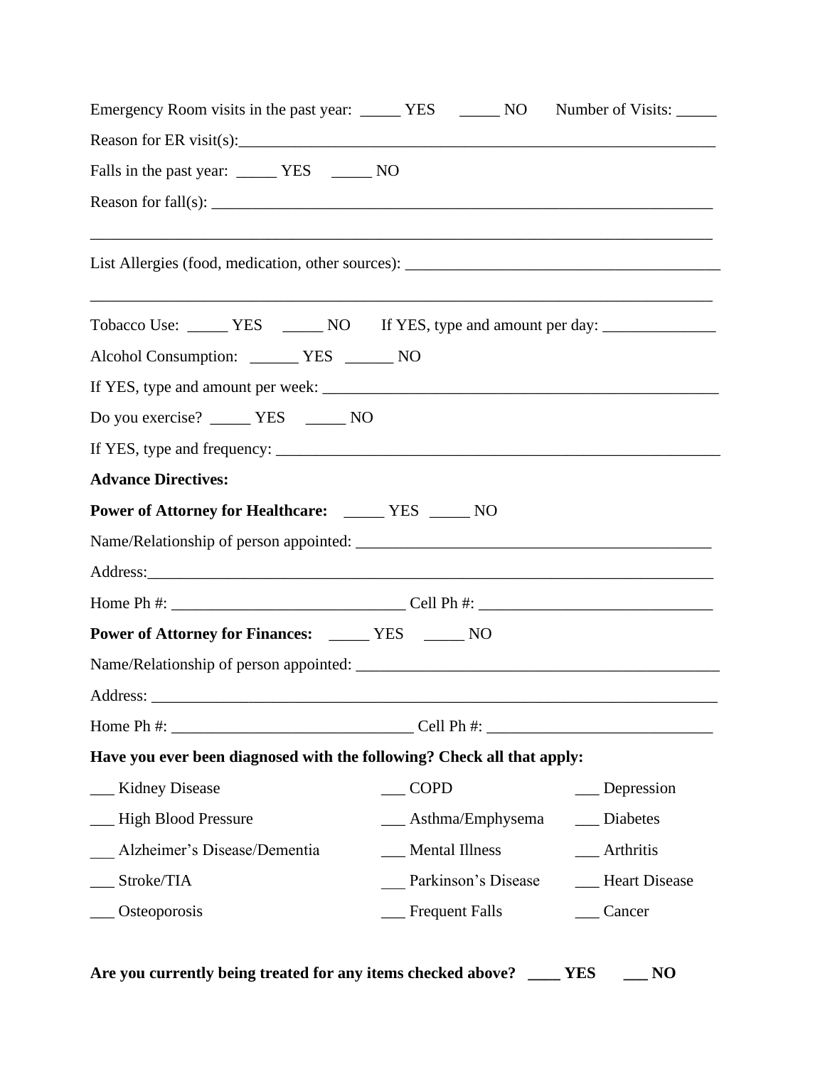Emergency Room visits in the past year: _____ YES _____ NO Number of Visits: _____

Reason for ER visit(s):___________________________________________________________

Falls in the past year: _____ YES _____ NO

Reason for fall(s): _______________________________________________________________

_______________________________________________________________________________

List Allergies (food, medication, other sources): _______________________________________

_______________________________________________________________________________

Tobacco Use: _____ YES _____ NO If YES, type and amount per day: ______________

Alcohol Consumption: ______ YES ______ NO

If YES, type and amount per week: __________________________________________________

Do you exercise? _____ YES _____ NO

If YES, type and frequency: _________________________________________________________

**Advance Directives:**

**Power of Attorney for Healthcare:** _____ YES _____ NO

Name/Relationship of person appointed: _____________________________________________

Address:_________________________________________________________________________

Home Ph #: _____________________________ Cell Ph #: _____________________________

**Power of Attorney for Finances:** _____ YES _____ NO

Name/Relationship of person appointed: _____________________________________________

Address: _________________________________________________________________________

Home Ph #: ______________________________ Cell Ph #: ____________________________

**Have you ever been diagnosed with the following? Check all that apply:**

| | | |
|---|---|---|
| ___ Kidney Disease | ___ COPD | ___ Depression |
| ___ High Blood Pressure | ___ Asthma/Emphysema | ___ Diabetes |
| ___ Alzheimer's Disease/Dementia | ___ Mental Illness | ___ Arthritis |
| ___ Stroke/TIA | ___ Parkinson's Disease | ___ Heart Disease |
| ___ Osteoporosis | ___ Frequent Falls | ___ Cancer |

**Are you currently being treated for any items checked above? ____ YES ___ NO**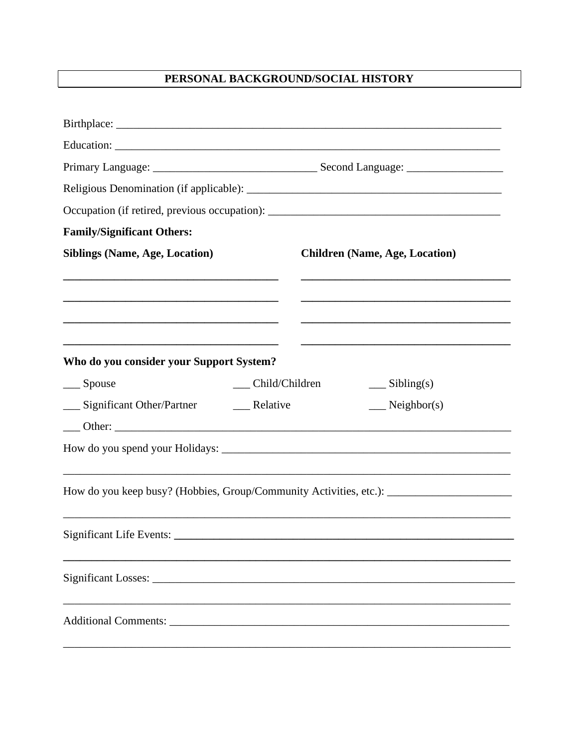## PERSONAL BACKGROUND/SOCIAL HISTORY

Birthplace: ______________________________________________________________________

Education: ______________________________________________________________________

Primary Language: ____________________________ Second Language: ________________

Religious Denomination (if applicable): ____________________________________________

Occupation (if retired, previous occupation): ________________________________________

**Family/Significant Others:**

| **Siblings (Name, Age, Location)** | **Children (Name, Age, Location)** |
|---|---|
| ____________________________________ | ____________________________________ |
| ____________________________________ | ____________________________________ |
| ____________________________________ | ____________________________________ |
| ____________________________________ | ____________________________________ |

**Who do you consider your Support System?**

| | | |
|---|---|---|
| ___ Spouse | ___ Child/Children | ___ Sibling(s) |
| ___ Significant Other/Partner | ___ Relative | ___ Neighbor(s) |

___ Other: ________________________________________________________________________

How do you spend your Holidays: ____________________________________________________

__________________________________________________________________________________

How do you keep busy? (Hobbies, Group/Community Activities, etc.): _____________________

__________________________________________________________________________________

Significant Life Events: _____________________________________________________________

__________________________________________________________________________________

Significant Losses: _________________________________________________________________

__________________________________________________________________________________

Additional Comments: _______________________________________________________________

__________________________________________________________________________________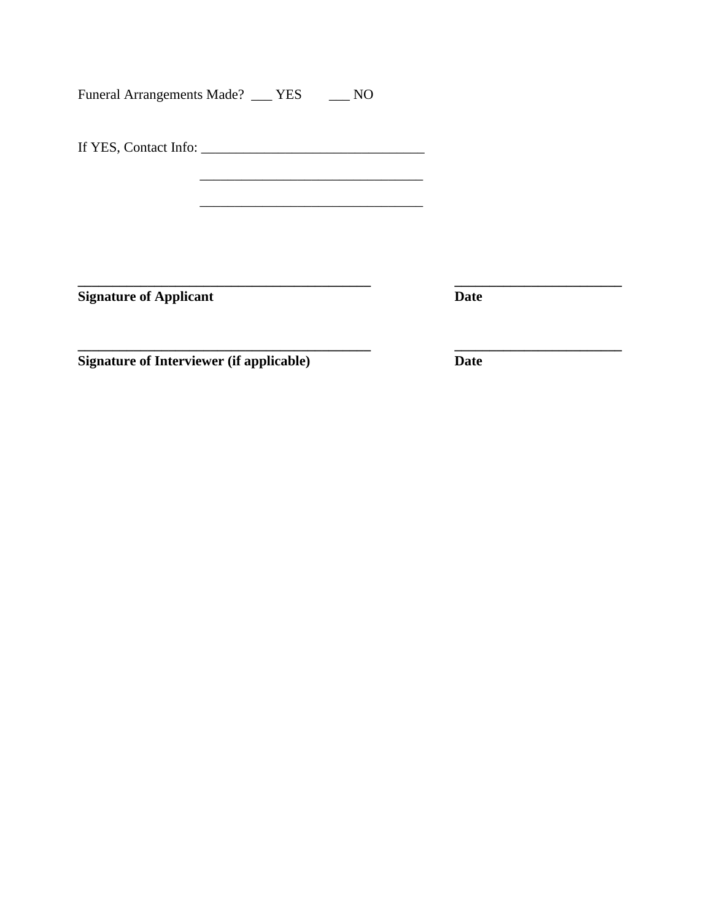Funeral Arrangements Made? ___ YES ___ NO

If YES, Contact Info: ________________________________

________________________________

________________________________

____________________________________________ ________________________

**Signature of Applicant** **Date**

____________________________________________ ________________________

**Signature of Interviewer (if applicable)** **Date**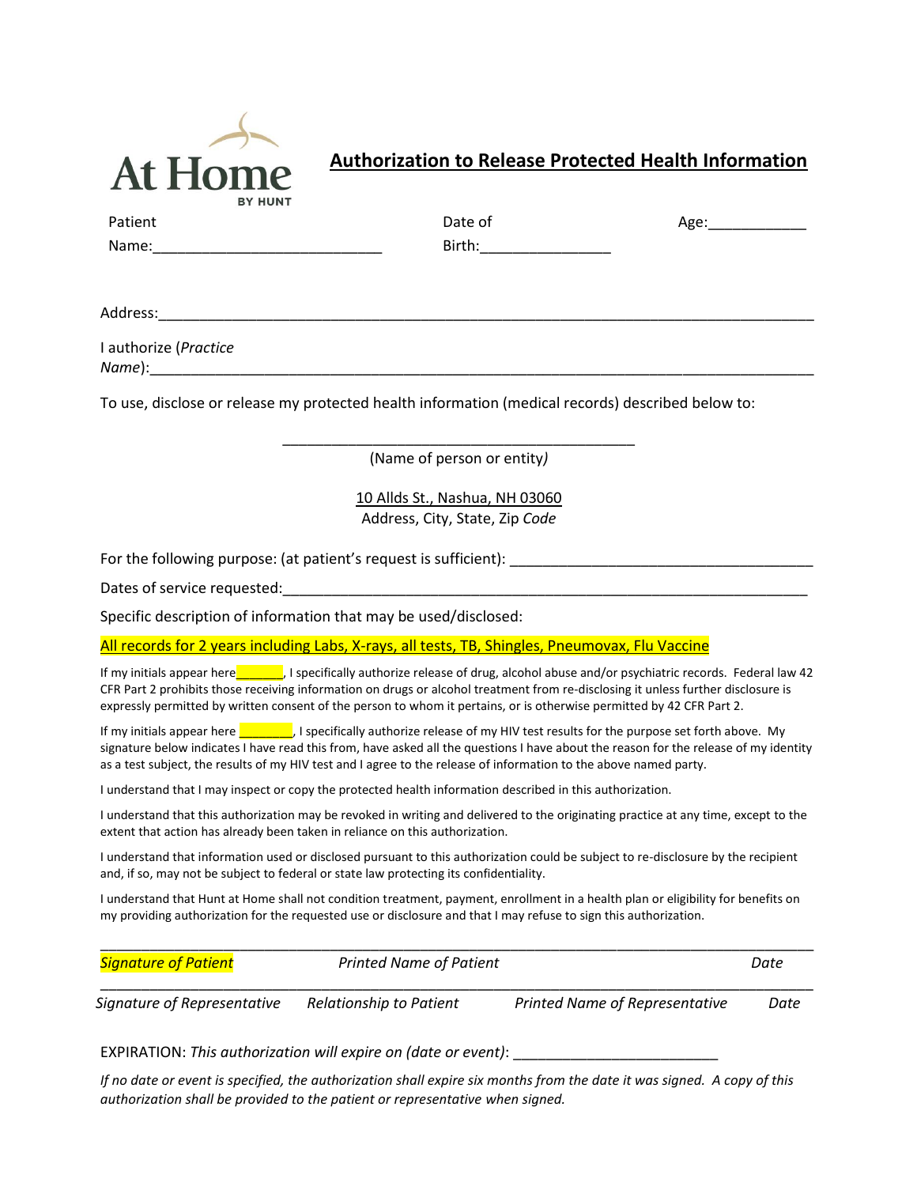At Home BY HUNT

## Authorization to Release Protected Health Information

Patient Name:___________________________ Date of Birth:________________ Age:____________

Address:_______________________________________________________________________________

I authorize (*Practice Name*):_________________________________________________________________

To use, disclose or release my protected health information (medical records) described below to:

____________________________________________
(Name of person or entity*)*

10 Allds St., Nashua, NH 03060
Address, City, State, Zip *Code*

For the following purpose: (at patient's request is sufficient): _____________________________________

Dates of service requested:__________________________________________________________________

Specific description of information that may be used/disclosed:

All records for 2 years including Labs, X-rays, all tests, TB, Shingles, Pneumovax, Flu Vaccine

If my initials appear here_______, I specifically authorize release of drug, alcohol abuse and/or psychiatric records. Federal law 42 CFR Part 2 prohibits those receiving information on drugs or alcohol treatment from re-disclosing it unless further disclosure is expressly permitted by written consent of the person to whom it pertains, or is otherwise permitted by 42 CFR Part 2.

If my initials appear here _______, I specifically authorize release of my HIV test results for the purpose set forth above. My signature below indicates I have read this from, have asked all the questions I have about the reason for the release of my identity as a test subject, the results of my HIV test and I agree to the release of information to the above named party.

I understand that I may inspect or copy the protected health information described in this authorization.

I understand that this authorization may be revoked in writing and delivered to the originating practice at any time, except to the extent that action has already been taken in reliance on this authorization.

I understand that information used or disclosed pursuant to this authorization could be subject to re-disclosure by the recipient and, if so, may not be subject to federal or state law protecting its confidentiality.

I understand that Hunt at Home shall not condition treatment, payment, enrollment in a health plan or eligibility for benefits on my providing authorization for the requested use or disclosure and that I may refuse to sign this authorization.

_______________________________________________________________________________

*Signature of Patient* *Printed Name of Patient* *Date*

_______________________________________________________________________________

*Signature of Representative* *Relationship to Patient* *Printed Name of Representative* *Date*

EXPIRATION: *This authorization will expire on (date or event)*: ________________________

*If no date or event is specified, the authorization shall expire six months from the date it was signed. A copy of this authorization shall be provided to the patient or representative when signed.*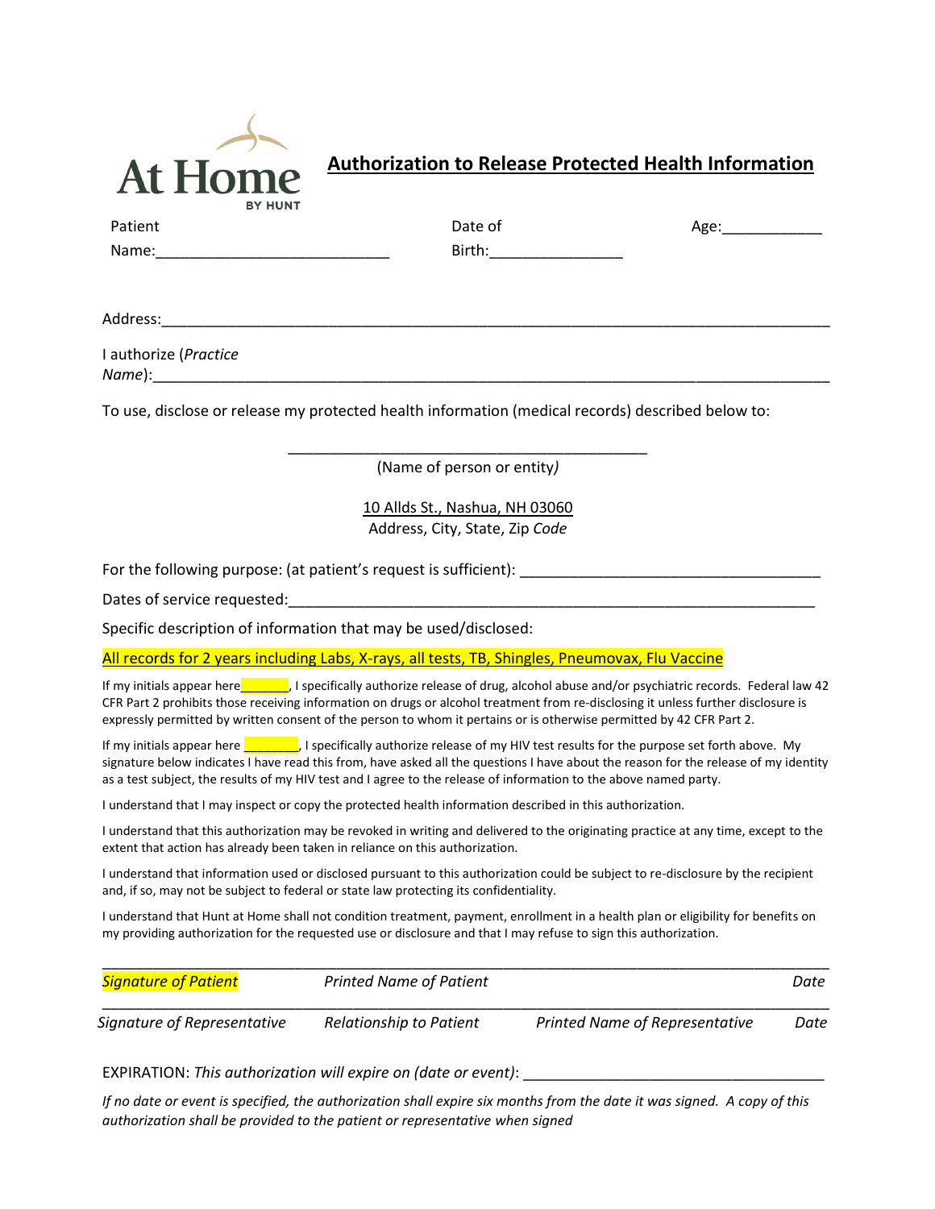At Home BY HUNT

# Authorization to Release Protected Health Information

Patient Name:___________________________ Date of Birth:________________ Age:____________

Address:________________________________________________________________________________

I authorize (*Practice Name*):___________________________________________________________________

To use, disclose or release my protected health information (medical records) described below to:

____________________________________________
(Name of person or entity*)*

10 Allds St., Nashua, NH 03060
Address, City, State, Zip *Code*

For the following purpose: (at patient's request is sufficient): ____________________________________

Dates of service requested:_________________________________________________________________

Specific description of information that may be used/disclosed:

All records for 2 years including Labs, X-rays, all tests, TB, Shingles, Pneumovax, Flu Vaccine

If my initials appear here_______, I specifically authorize release of drug, alcohol abuse and/or psychiatric records. Federal law 42 CFR Part 2 prohibits those receiving information on drugs or alcohol treatment from re-disclosing it unless further disclosure is expressly permitted by written consent of the person to whom it pertains or is otherwise permitted by 42 CFR Part 2.

If my initials appear here _______, I specifically authorize release of my HIV test results for the purpose set forth above. My signature below indicates I have read this from, have asked all the questions I have about the reason for the release of my identity as a test subject, the results of my HIV test and I agree to the release of information to the above named party.

I understand that I may inspect or copy the protected health information described in this authorization.

I understand that this authorization may be revoked in writing and delivered to the originating practice at any time, except to the extent that action has already been taken in reliance on this authorization.

I understand that information used or disclosed pursuant to this authorization could be subject to re-disclosure by the recipient and, if so, may not be subject to federal or state law protecting its confidentiality.

I understand that Hunt at Home shall not condition treatment, payment, enrollment in a health plan or eligibility for benefits on my providing authorization for the requested use or disclosure and that I may refuse to sign this authorization.

_____________________________________________________________________________________
*Signature of Patient* *Printed Name of Patient* *Date*

_____________________________________________________________________________________
*Signature of Representative* *Relationship to Patient* *Printed Name of Representative* *Date*

EXPIRATION: *This authorization will expire on (date or event)*: ____________________________________

*If no date or event is specified, the authorization shall expire six months from the date it was signed. A copy of this authorization shall be provided to the patient or representative when signed*